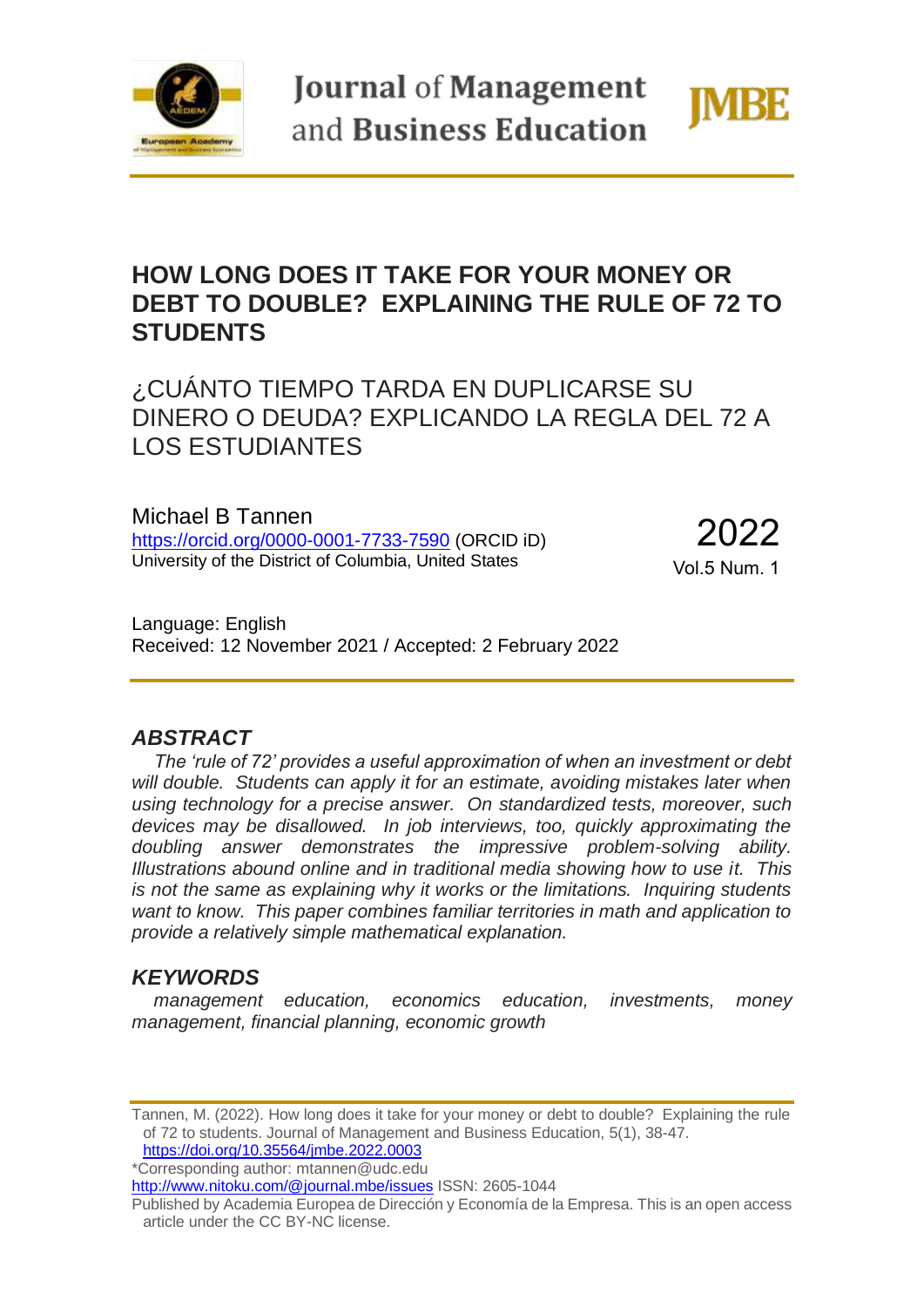# HOW LONG DOES IT TAKE FOR YOUR MONEY OR DEBT TO DOUBLE? EXPLAINING THE RULE OF 72 TO STUDENTS

## ¿CUÁNTO TIEMPO TARDA EN DUPLICARSE SU DINERO O DEUDA? EXPLICANDO LA REGLA DEL 72 A LOS ESTUDIANTES

Michael B Tannen
https://orcid.org/0000-0001-7733-7590 (ORCID iD)
University of the District of Columbia, United States

2022
Vol.5 Num. 1

Language: English
Received: 12 November 2021 / Accepted: 2 February 2022

### *ABSTRACT*

*The 'rule of 72' provides a useful approximation of when an investment or debt will double. Students can apply it for an estimate, avoiding mistakes later when using technology for a precise answer. On standardized tests, moreover, such devices may be disallowed. In job interviews, too, quickly approximating the doubling answer demonstrates the impressive problem-solving ability. Illustrations abound online and in traditional media showing how to use it. This is not the same as explaining why it works or the limitations. Inquiring students want to know. This paper combines familiar territories in math and application to provide a relatively simple mathematical explanation.*

### *KEYWORDS*

*management education, economics education, investments, money management, financial planning, economic growth*

Tannen, M. (2022). How long does it take for your money or debt to double? Explaining the rule of 72 to students. Journal of Management and Business Education, 5(1), 38-47. https://doi.org/10.35564/jmbe.2022.0003
*Corresponding author: mtannen@udc.edu
http://www.nitoku.com/@journal.mbe/issues ISSN: 2605-1044
Published by Academia Europea de Dirección y Economía de la Empresa. This is an open access article under the CC BY-NC license.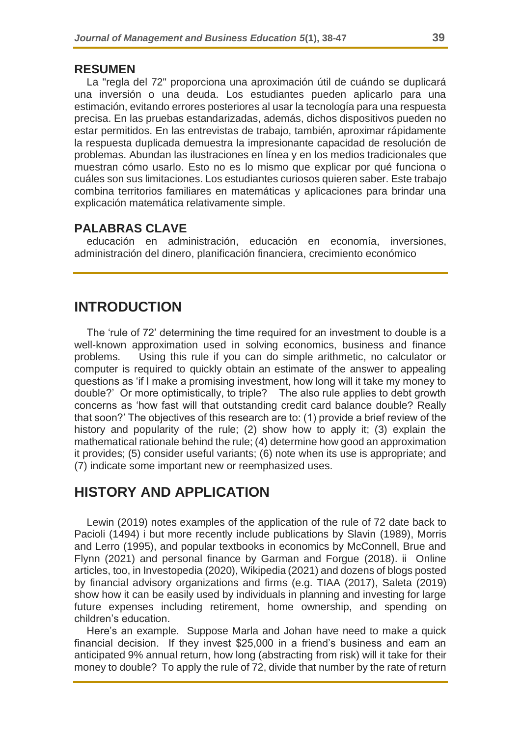## RESUMEN

La "regla del 72" proporciona una aproximación útil de cuándo se duplicará una inversión o una deuda. Los estudiantes pueden aplicarlo para una estimación, evitando errores posteriores al usar la tecnología para una respuesta precisa. En las pruebas estandarizadas, además, dichos dispositivos pueden no estar permitidos. En las entrevistas de trabajo, también, aproximar rápidamente la respuesta duplicada demuestra la impresionante capacidad de resolución de problemas. Abundan las ilustraciones en línea y en los medios tradicionales que muestran cómo usarlo. Esto no es lo mismo que explicar por qué funciona o cuáles son sus limitaciones. Los estudiantes curiosos quieren saber. Este trabajo combina territorios familiares en matemáticas y aplicaciones para brindar una explicación matemática relativamente simple.

## PALABRAS CLAVE

educación en administración, educación en economía, inversiones, administración del dinero, planificación financiera, crecimiento económico

# INTRODUCTION

The 'rule of 72' determining the time required for an investment to double is a well-known approximation used in solving economics, business and finance problems. Using this rule if you can do simple arithmetic, no calculator or computer is required to quickly obtain an estimate of the answer to appealing questions as 'if I make a promising investment, how long will it take my money to double?' Or more optimistically, to triple? The also rule applies to debt growth concerns as 'how fast will that outstanding credit card balance double? Really that soon?' The objectives of this research are to: (1) provide a brief review of the history and popularity of the rule; (2) show how to apply it; (3) explain the mathematical rationale behind the rule; (4) determine how good an approximation it provides; (5) consider useful variants; (6) note when its use is appropriate; and (7) indicate some important new or reemphasized uses.

# HISTORY AND APPLICATION

Lewin (2019) notes examples of the application of the rule of 72 date back to Pacioli (1494) [i] but more recently include publications by Slavin (1989), Morris and Lerro (1995), and popular textbooks in economics by McConnell, Brue and Flynn (2021) and personal finance by Garman and Forgue (2018). [ii] Online articles, too, in Investopedia (2020), Wikipedia (2021) and dozens of blogs posted by financial advisory organizations and firms (e.g. TIAA (2017), Saleta (2019) show how it can be easily used by individuals in planning and investing for large future expenses including retirement, home ownership, and spending on children's education.

Here's an example. Suppose Marla and Johan have need to make a quick financial decision. If they invest \$25,000 in a friend's business and earn an anticipated 9% annual return, how long (abstracting from risk) will it take for their money to double? To apply the rule of 72, divide that number by the rate of return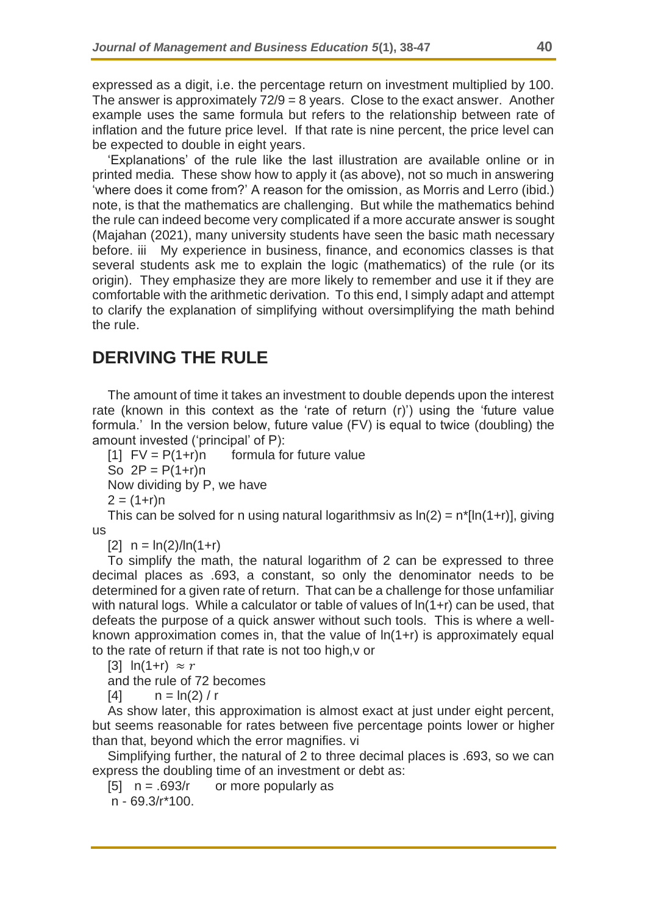expressed as a digit, i.e. the percentage return on investment multiplied by 100. The answer is approximately 72/9 = 8 years. Close to the exact answer. Another example uses the same formula but refers to the relationship between rate of inflation and the future price level. If that rate is nine percent, the price level can be expected to double in eight years.

'Explanations' of the rule like the last illustration are available online or in printed media. These show how to apply it (as above), not so much in answering 'where does it come from?' A reason for the omission, as Morris and Lerro (ibid.) note, is that the mathematics are challenging. But while the mathematics behind the rule can indeed become very complicated if a more accurate answer is sought (Majahan (2021), many university students have seen the basic math necessary before. iii My experience in business, finance, and economics classes is that several students ask me to explain the logic (mathematics) of the rule (or its origin). They emphasize they are more likely to remember and use it if they are comfortable with the arithmetic derivation. To this end, I simply adapt and attempt to clarify the explanation of simplifying without oversimplifying the math behind the rule.

## DERIVING THE RULE

The amount of time it takes an investment to double depends upon the interest rate (known in this context as the 'rate of return (r)') using the 'future value formula.' In the version below, future value (FV) is equal to twice (doubling) the amount invested ('principal' of P):

[1] $FV = P(1+r)n$ formula for future value

So $2P = P(1+r)n$

Now dividing by P, we have

$2 = (1+r)n$

This can be solved for n using natural logarithmsiv as $\ln(2) = n*[\ln(1+r)]$, giving us

[2] $n = \ln(2)/\ln(1+r)$

To simplify the math, the natural logarithm of 2 can be expressed to three decimal places as .693, a constant, so only the denominator needs to be determined for a given rate of return. That can be a challenge for those unfamiliar with natural logs. While a calculator or table of values of ln(1+r) can be used, that defeats the purpose of a quick answer without such tools. This is where a well-known approximation comes in, that the value of ln(1+r) is approximately equal to the rate of return if that rate is not too high,v or

[3] $\ln(1+r) \approx r$

and the rule of 72 becomes

[4] $n = \ln(2) / r$

As show later, this approximation is almost exact at just under eight percent, but seems reasonable for rates between five percentage points lower or higher than that, beyond which the error magnifies. vi

Simplifying further, the natural of 2 to three decimal places is .693, so we can express the doubling time of an investment or debt as:

[5] $n = .693/r$ or more popularly as

n - 69.3/r*100.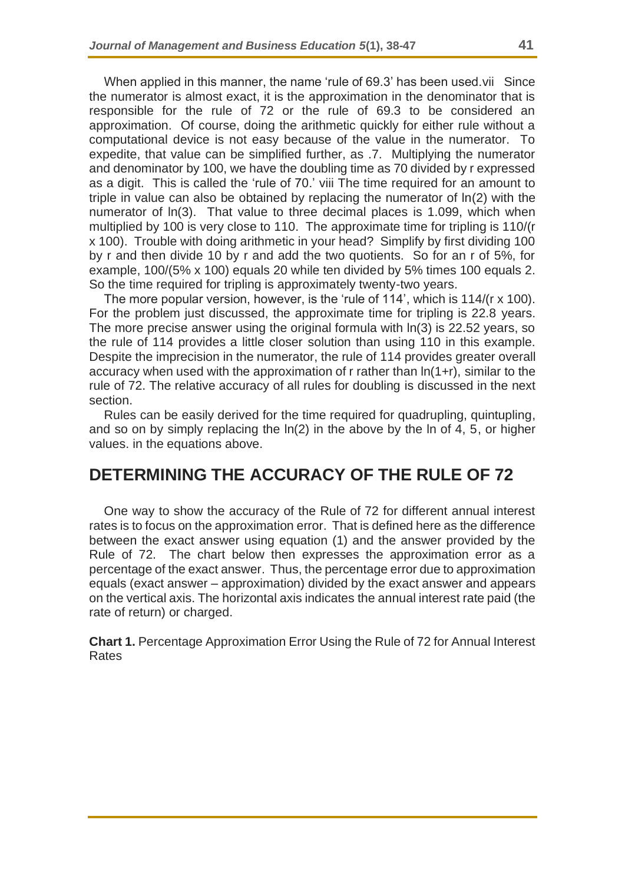When applied in this manner, the name 'rule of 69.3' has been used.vii Since the numerator is almost exact, it is the approximation in the denominator that is responsible for the rule of 72 or the rule of 69.3 to be considered an approximation. Of course, doing the arithmetic quickly for either rule without a computational device is not easy because of the value in the numerator. To expedite, that value can be simplified further, as .7. Multiplying the numerator and denominator by 100, we have the doubling time as 70 divided by r expressed as a digit. This is called the 'rule of 70.' viii The time required for an amount to triple in value can also be obtained by replacing the numerator of ln(2) with the numerator of ln(3). That value to three decimal places is 1.099, which when multiplied by 100 is very close to 110. The approximate time for tripling is 110/(r x 100). Trouble with doing arithmetic in your head? Simplify by first dividing 100 by r and then divide 10 by r and add the two quotients. So for an r of 5%, for example, 100/(5% x 100) equals 20 while ten divided by 5% times 100 equals 2. So the time required for tripling is approximately twenty-two years.

The more popular version, however, is the 'rule of 114', which is 114/(r x 100). For the problem just discussed, the approximate time for tripling is 22.8 years. The more precise answer using the original formula with ln(3) is 22.52 years, so the rule of 114 provides a little closer solution than using 110 in this example. Despite the imprecision in the numerator, the rule of 114 provides greater overall accuracy when used with the approximation of r rather than ln(1+r), similar to the rule of 72. The relative accuracy of all rules for doubling is discussed in the next section.

Rules can be easily derived for the time required for quadrupling, quintupling, and so on by simply replacing the ln(2) in the above by the ln of 4, 5, or higher values. in the equations above.

## DETERMINING THE ACCURACY OF THE RULE OF 72

One way to show the accuracy of the Rule of 72 for different annual interest rates is to focus on the approximation error. That is defined here as the difference between the exact answer using equation (1) and the answer provided by the Rule of 72. The chart below then expresses the approximation error as a percentage of the exact answer. Thus, the percentage error due to approximation equals (exact answer – approximation) divided by the exact answer and appears on the vertical axis. The horizontal axis indicates the annual interest rate paid (the rate of return) or charged.

**Chart 1.** Percentage Approximation Error Using the Rule of 72 for Annual Interest Rates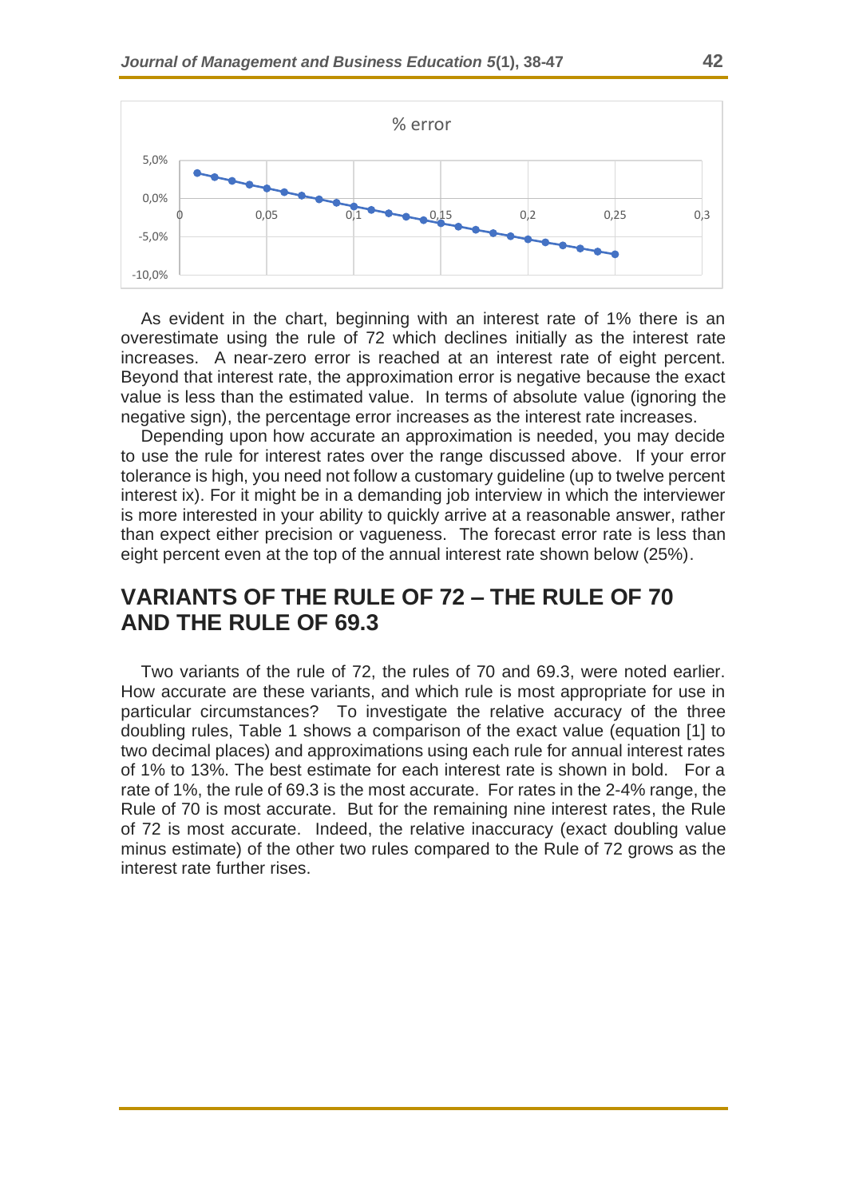As evident in the chart, beginning with an interest rate of 1% there is an overestimate using the rule of 72 which declines initially as the interest rate increases. A near-zero error is reached at an interest rate of eight percent. Beyond that interest rate, the approximation error is negative because the exact value is less than the estimated value. In terms of absolute value (ignoring the negative sign), the percentage error increases as the interest rate increases.

Depending upon how accurate an approximation is needed, you may decide to use the rule for interest rates over the range discussed above. If your error tolerance is high, you need not follow a customary guideline (up to twelve percent interest ix). For it might be in a demanding job interview in which the interviewer is more interested in your ability to quickly arrive at a reasonable answer, rather than expect either precision or vagueness. The forecast error rate is less than eight percent even at the top of the annual interest rate shown below (25%).

## VARIANTS OF THE RULE OF 72 – THE RULE OF 70 AND THE RULE OF 69.3

Two variants of the rule of 72, the rules of 70 and 69.3, were noted earlier. How accurate are these variants, and which rule is most appropriate for use in particular circumstances? To investigate the relative accuracy of the three doubling rules, Table 1 shows a comparison of the exact value (equation [1] to two decimal places) and approximations using each rule for annual interest rates of 1% to 13%. The best estimate for each interest rate is shown in bold. For a rate of 1%, the rule of 69.3 is the most accurate. For rates in the 2-4% range, the Rule of 70 is most accurate. But for the remaining nine interest rates, the Rule of 72 is most accurate. Indeed, the relative inaccuracy (exact doubling value minus estimate) of the other two rules compared to the Rule of 72 grows as the interest rate further rises.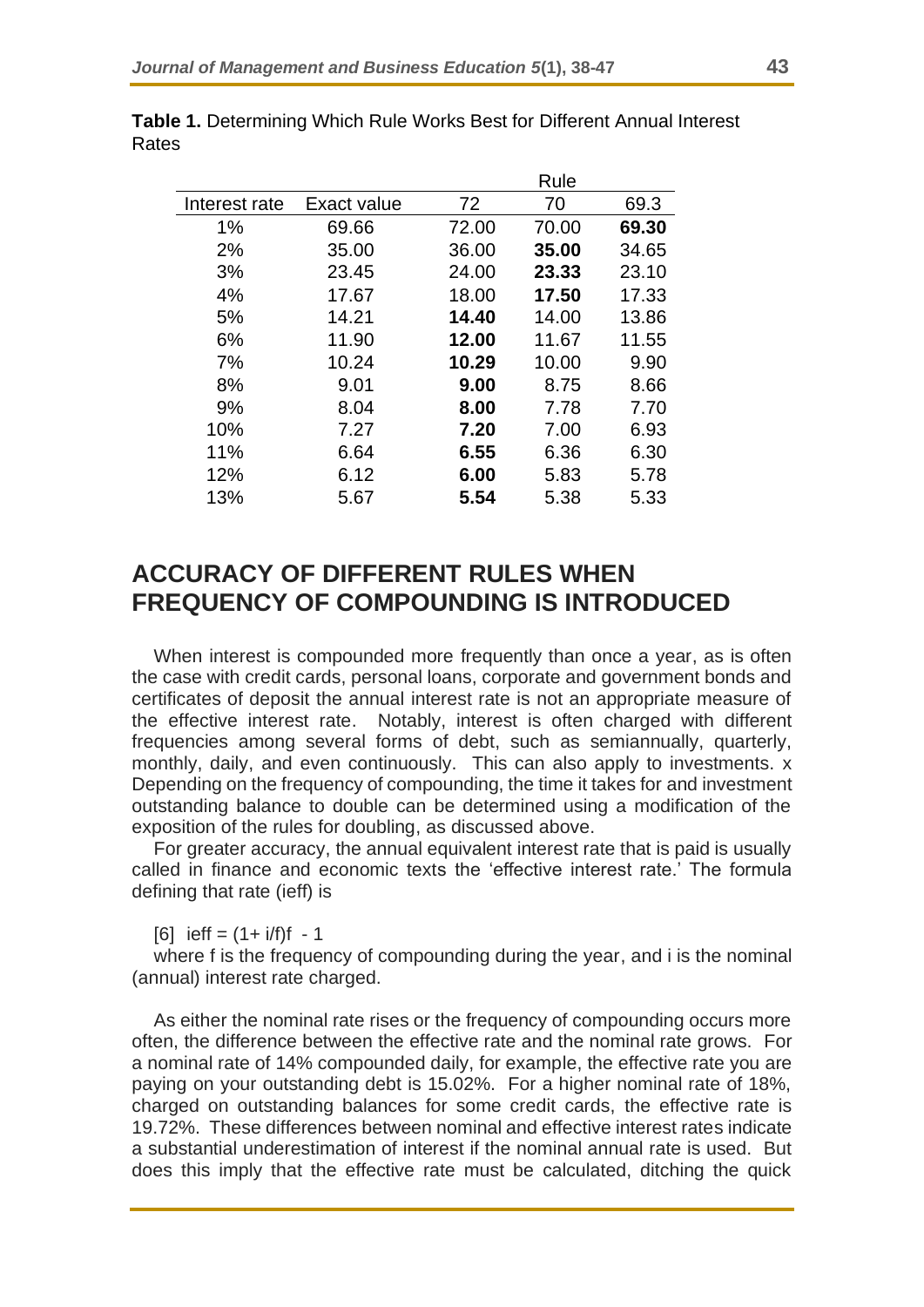**Table 1.** Determining Which Rule Works Best for Different Annual Interest Rates

| | | Rule | | |
|---|---|---|---|---|
| Interest rate | Exact value | 72 | 70 | 69.3 |
| 1% | 69.66 | 72.00 | 70.00 | **69.30** |
| 2% | 35.00 | 36.00 | **35.00** | 34.65 |
| 3% | 23.45 | 24.00 | **23.33** | 23.10 |
| 4% | 17.67 | 18.00 | **17.50** | 17.33 |
| 5% | 14.21 | **14.40** | 14.00 | 13.86 |
| 6% | 11.90 | **12.00** | 11.67 | 11.55 |
| 7% | 10.24 | **10.29** | 10.00 | 9.90 |
| 8% | 9.01 | **9.00** | 8.75 | 8.66 |
| 9% | 8.04 | **8.00** | 7.78 | 7.70 |
| 10% | 7.27 | **7.20** | 7.00 | 6.93 |
| 11% | 6.64 | **6.55** | 6.36 | 6.30 |
| 12% | 6.12 | **6.00** | 5.83 | 5.78 |
| 13% | 5.67 | **5.54** | 5.38 | 5.33 |

## ACCURACY OF DIFFERENT RULES WHEN FREQUENCY OF COMPOUNDING IS INTRODUCED

When interest is compounded more frequently than once a year, as is often the case with credit cards, personal loans, corporate and government bonds and certificates of deposit the annual interest rate is not an appropriate measure of the effective interest rate. Notably, interest is often charged with different frequencies among several forms of debt, such as semiannually, quarterly, monthly, daily, and even continuously. This can also apply to investments. x Depending on the frequency of compounding, the time it takes for and investment outstanding balance to double can be determined using a modification of the exposition of the rules for doubling, as discussed above.

For greater accuracy, the annual equivalent interest rate that is paid is usually called in finance and economic texts the 'effective interest rate.' The formula defining that rate (ieff) is

[6] $i_{eff} = (1 + i/f)^f - 1$

where f is the frequency of compounding during the year, and i is the nominal (annual) interest rate charged.

As either the nominal rate rises or the frequency of compounding occurs more often, the difference between the effective rate and the nominal rate grows. For a nominal rate of 14% compounded daily, for example, the effective rate you are paying on your outstanding debt is 15.02%. For a higher nominal rate of 18%, charged on outstanding balances for some credit cards, the effective rate is 19.72%. These differences between nominal and effective interest rates indicate a substantial underestimation of interest if the nominal annual rate is used. But does this imply that the effective rate must be calculated, ditching the quick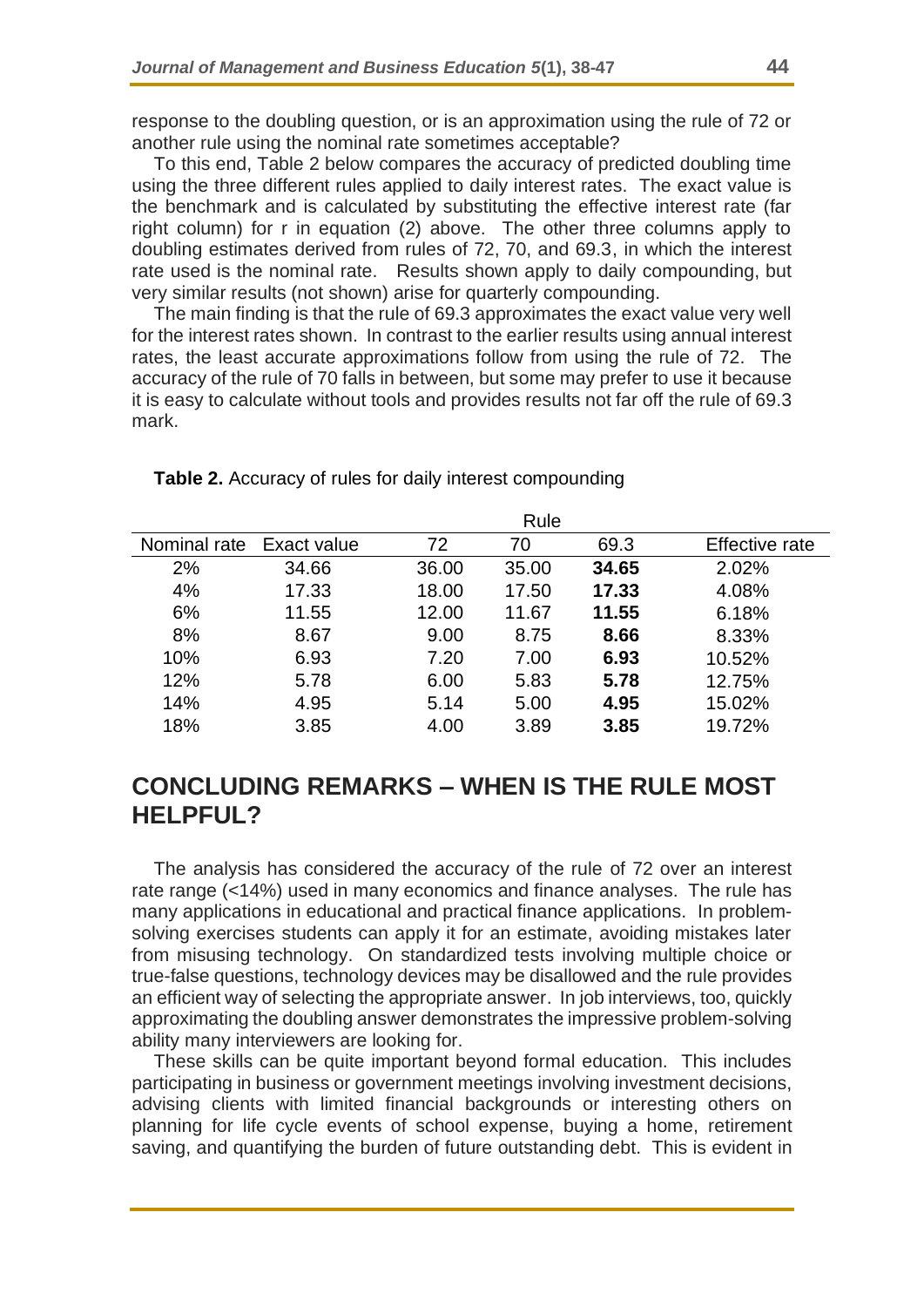response to the doubling question, or is an approximation using the rule of 72 or another rule using the nominal rate sometimes acceptable?

To this end, Table 2 below compares the accuracy of predicted doubling time using the three different rules applied to daily interest rates. The exact value is the benchmark and is calculated by substituting the effective interest rate (far right column) for r in equation (2) above. The other three columns apply to doubling estimates derived from rules of 72, 70, and 69.3, in which the interest rate used is the nominal rate. Results shown apply to daily compounding, but very similar results (not shown) arise for quarterly compounding.

The main finding is that the rule of 69.3 approximates the exact value very well for the interest rates shown. In contrast to the earlier results using annual interest rates, the least accurate approximations follow from using the rule of 72. The accuracy of the rule of 70 falls in between, but some may prefer to use it because it is easy to calculate without tools and provides results not far off the rule of 69.3 mark.

**Table 2.** Accuracy of rules for daily interest compounding

| | | Rule | | | |
|---|---|---|---|---|---|
| Nominal rate | Exact value | 72 | 70 | 69.3 | Effective rate |
| 2% | 34.66 | 36.00 | 35.00 | **34.65** | 2.02% |
| 4% | 17.33 | 18.00 | 17.50 | **17.33** | 4.08% |
| 6% | 11.55 | 12.00 | 11.67 | **11.55** | 6.18% |
| 8% | 8.67 | 9.00 | 8.75 | **8.66** | 8.33% |
| 10% | 6.93 | 7.20 | 7.00 | **6.93** | 10.52% |
| 12% | 5.78 | 6.00 | 5.83 | **5.78** | 12.75% |
| 14% | 4.95 | 5.14 | 5.00 | **4.95** | 15.02% |
| 18% | 3.85 | 4.00 | 3.89 | **3.85** | 19.72% |

## CONCLUDING REMARKS – WHEN IS THE RULE MOST HELPFUL?

The analysis has considered the accuracy of the rule of 72 over an interest rate range (<14%) used in many economics and finance analyses. The rule has many applications in educational and practical finance applications. In problem-solving exercises students can apply it for an estimate, avoiding mistakes later from misusing technology. On standardized tests involving multiple choice or true-false questions, technology devices may be disallowed and the rule provides an efficient way of selecting the appropriate answer. In job interviews, too, quickly approximating the doubling answer demonstrates the impressive problem-solving ability many interviewers are looking for.

These skills can be quite important beyond formal education. This includes participating in business or government meetings involving investment decisions, advising clients with limited financial backgrounds or interesting others on planning for life cycle events of school expense, buying a home, retirement saving, and quantifying the burden of future outstanding debt. This is evident in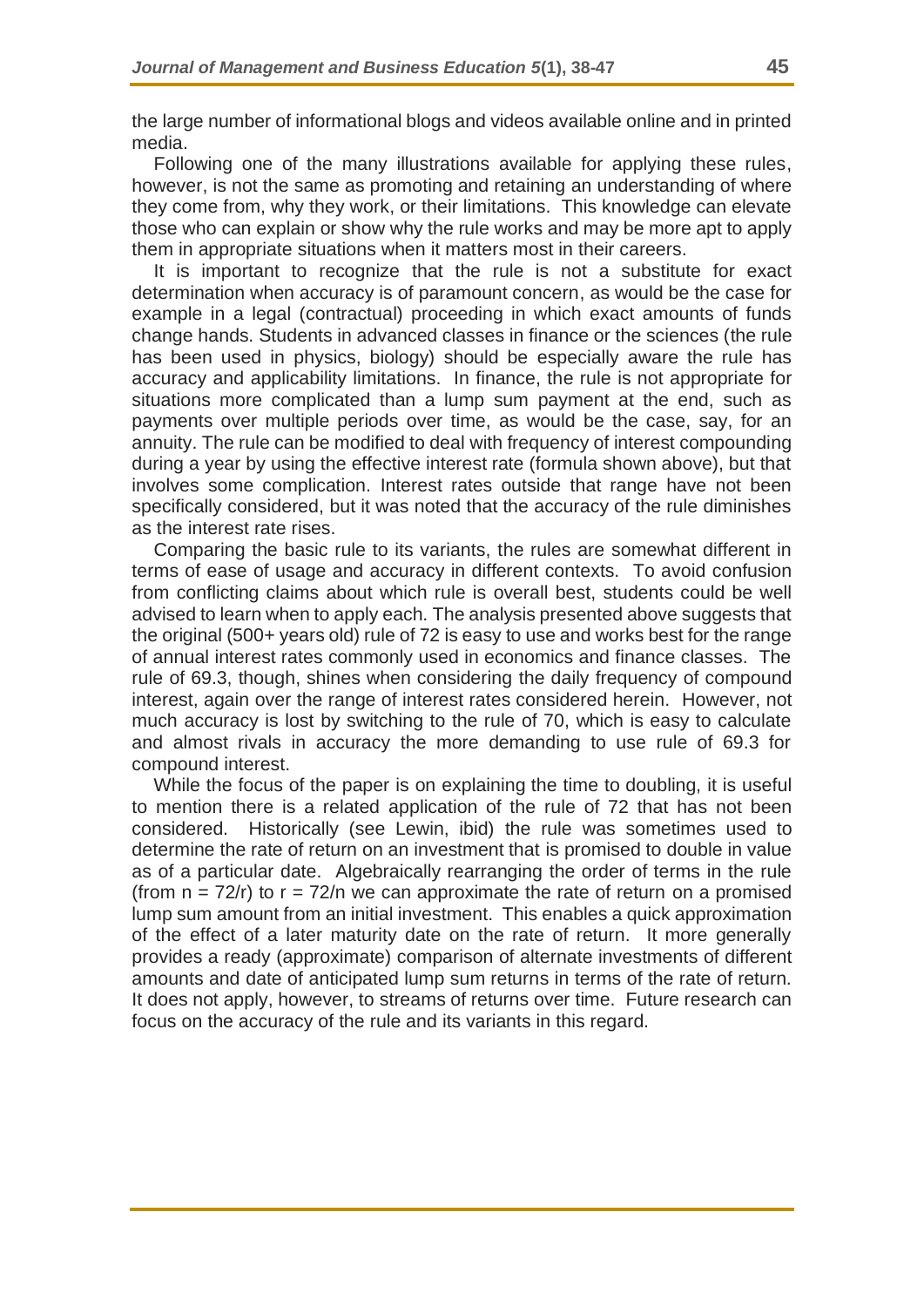the large number of informational blogs and videos available online and in printed media.

Following one of the many illustrations available for applying these rules, however, is not the same as promoting and retaining an understanding of where they come from, why they work, or their limitations. This knowledge can elevate those who can explain or show why the rule works and may be more apt to apply them in appropriate situations when it matters most in their careers.

It is important to recognize that the rule is not a substitute for exact determination when accuracy is of paramount concern, as would be the case for example in a legal (contractual) proceeding in which exact amounts of funds change hands. Students in advanced classes in finance or the sciences (the rule has been used in physics, biology) should be especially aware the rule has accuracy and applicability limitations. In finance, the rule is not appropriate for situations more complicated than a lump sum payment at the end, such as payments over multiple periods over time, as would be the case, say, for an annuity. The rule can be modified to deal with frequency of interest compounding during a year by using the effective interest rate (formula shown above), but that involves some complication. Interest rates outside that range have not been specifically considered, but it was noted that the accuracy of the rule diminishes as the interest rate rises.

Comparing the basic rule to its variants, the rules are somewhat different in terms of ease of usage and accuracy in different contexts. To avoid confusion from conflicting claims about which rule is overall best, students could be well advised to learn when to apply each. The analysis presented above suggests that the original (500+ years old) rule of 72 is easy to use and works best for the range of annual interest rates commonly used in economics and finance classes. The rule of 69.3, though, shines when considering the daily frequency of compound interest, again over the range of interest rates considered herein. However, not much accuracy is lost by switching to the rule of 70, which is easy to calculate and almost rivals in accuracy the more demanding to use rule of 69.3 for compound interest.

While the focus of the paper is on explaining the time to doubling, it is useful to mention there is a related application of the rule of 72 that has not been considered. Historically (see Lewin, ibid) the rule was sometimes used to determine the rate of return on an investment that is promised to double in value as of a particular date. Algebraically rearranging the order of terms in the rule (from $n = 72/r$) to $r = 72/n$ we can approximate the rate of return on a promised lump sum amount from an initial investment. This enables a quick approximation of the effect of a later maturity date on the rate of return. It more generally provides a ready (approximate) comparison of alternate investments of different amounts and date of anticipated lump sum returns in terms of the rate of return. It does not apply, however, to streams of returns over time. Future research can focus on the accuracy of the rule and its variants in this regard.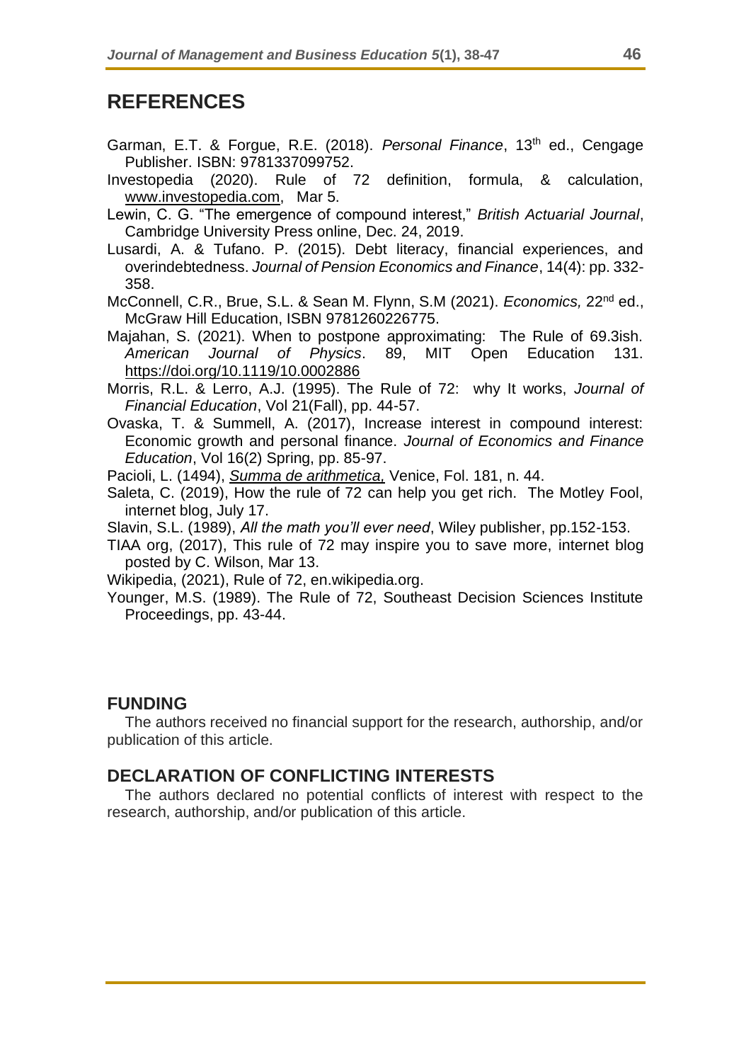## REFERENCES

Garman, E.T. & Forgue, R.E. (2018). *Personal Finance*, 13th ed., Cengage Publisher. ISBN: 9781337099752.

Investopedia (2020). Rule of 72 definition, formula, & calculation, www.investopedia.com, Mar 5.

Lewin, C. G. "The emergence of compound interest," *British Actuarial Journal*, Cambridge University Press online, Dec. 24, 2019.

Lusardi, A. & Tufano. P. (2015). Debt literacy, financial experiences, and overindebtedness. *Journal of Pension Economics and Finance*, 14(4): pp. 332-358.

McConnell, C.R., Brue, S.L. & Sean M. Flynn, S.M (2021). *Economics,* 22nd ed., McGraw Hill Education, ISBN 9781260226775.

Majahan, S. (2021). When to postpone approximating: The Rule of 69.3ish. *American Journal of Physics*. 89, MIT Open Education 131. https://doi.org/10.1119/10.0002886

Morris, R.L. & Lerro, A.J. (1995). The Rule of 72: why It works, *Journal of Financial Education*, Vol 21(Fall), pp. 44-57.

Ovaska, T. & Summell, A. (2017), Increase interest in compound interest: Economic growth and personal finance. *Journal of Economics and Finance Education*, Vol 16(2) Spring, pp. 85-97.

Pacioli, L. (1494), *Summa de arithmetica,* Venice, Fol. 181, n. 44.

Saleta, C. (2019), How the rule of 72 can help you get rich. The Motley Fool, internet blog, July 17.

Slavin, S.L. (1989), *All the math you'll ever need*, Wiley publisher, pp.152-153.

TIAA org, (2017), This rule of 72 may inspire you to save more, internet blog posted by C. Wilson, Mar 13.

Wikipedia, (2021), Rule of 72, en.wikipedia.org.

Younger, M.S. (1989). The Rule of 72, Southeast Decision Sciences Institute Proceedings, pp. 43-44.

## FUNDING

The authors received no financial support for the research, authorship, and/or publication of this article.

## DECLARATION OF CONFLICTING INTERESTS

The authors declared no potential conflicts of interest with respect to the research, authorship, and/or publication of this article.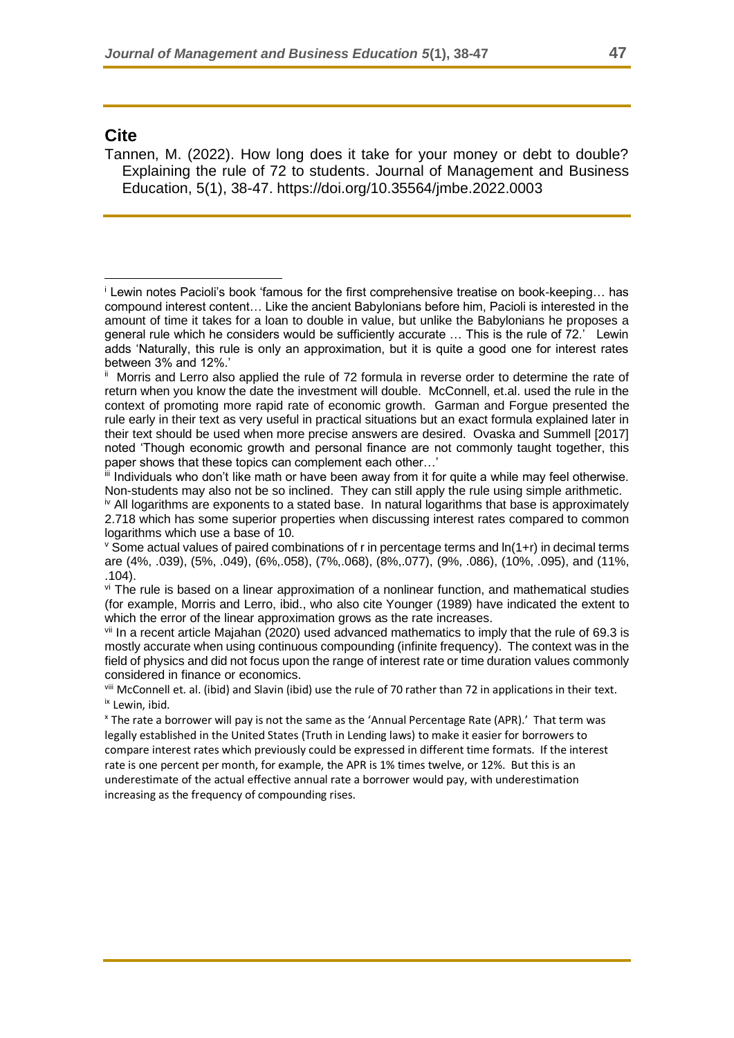## Cite

Tannen, M. (2022). How long does it take for your money or debt to double? Explaining the rule of 72 to students. Journal of Management and Business Education, 5(1), 38-47. https://doi.org/10.35564/jmbe.2022.0003

---

[i] Lewin notes Pacioli's book 'famous for the first comprehensive treatise on book-keeping… has compound interest content… Like the ancient Babylonians before him, Pacioli is interested in the amount of time it takes for a loan to double in value, but unlike the Babylonians he proposes a general rule which he considers would be sufficiently accurate … This is the rule of 72.' Lewin adds 'Naturally, this rule is only an approximation, but it is quite a good one for interest rates between 3% and 12%.'

[ii] Morris and Lerro also applied the rule of 72 formula in reverse order to determine the rate of return when you know the date the investment will double. McConnell, et.al. used the rule in the context of promoting more rapid rate of economic growth. Garman and Forgue presented the rule early in their text as very useful in practical situations but an exact formula explained later in their text should be used when more precise answers are desired. Ovaska and Summell [2017] noted 'Though economic growth and personal finance are not commonly taught together, this paper shows that these topics can complement each other…'

[iii] Individuals who don't like math or have been away from it for quite a while may feel otherwise. Non-students may also not be so inclined. They can still apply the rule using simple arithmetic.

[iv] All logarithms are exponents to a stated base. In natural logarithms that base is approximately 2.718 which has some superior properties when discussing interest rates compared to common logarithms which use a base of 10.

[v] Some actual values of paired combinations of r in percentage terms and $\ln(1+r)$ in decimal terms are (4%, .039), (5%, .049), (6%,.058), (7%,.068), (8%,.077), (9%, .086), (10%, .095), and (11%, .104).

[vi] The rule is based on a linear approximation of a nonlinear function, and mathematical studies (for example, Morris and Lerro, ibid., who also cite Younger (1989) have indicated the extent to which the error of the linear approximation grows as the rate increases.

[vii] In a recent article Majahan (2020) used advanced mathematics to imply that the rule of 69.3 is mostly accurate when using continuous compounding (infinite frequency). The context was in the field of physics and did not focus upon the range of interest rate or time duration values commonly considered in finance or economics.

[viii] McConnell et. al. (ibid) and Slavin (ibid) use the rule of 70 rather than 72 in applications in their text.

[ix] Lewin, ibid.

[x] The rate a borrower will pay is not the same as the 'Annual Percentage Rate (APR).' That term was legally established in the United States (Truth in Lending laws) to make it easier for borrowers to compare interest rates which previously could be expressed in different time formats. If the interest rate is one percent per month, for example, the APR is 1% times twelve, or 12%. But this is an underestimate of the actual effective annual rate a borrower would pay, with underestimation increasing as the frequency of compounding rises.